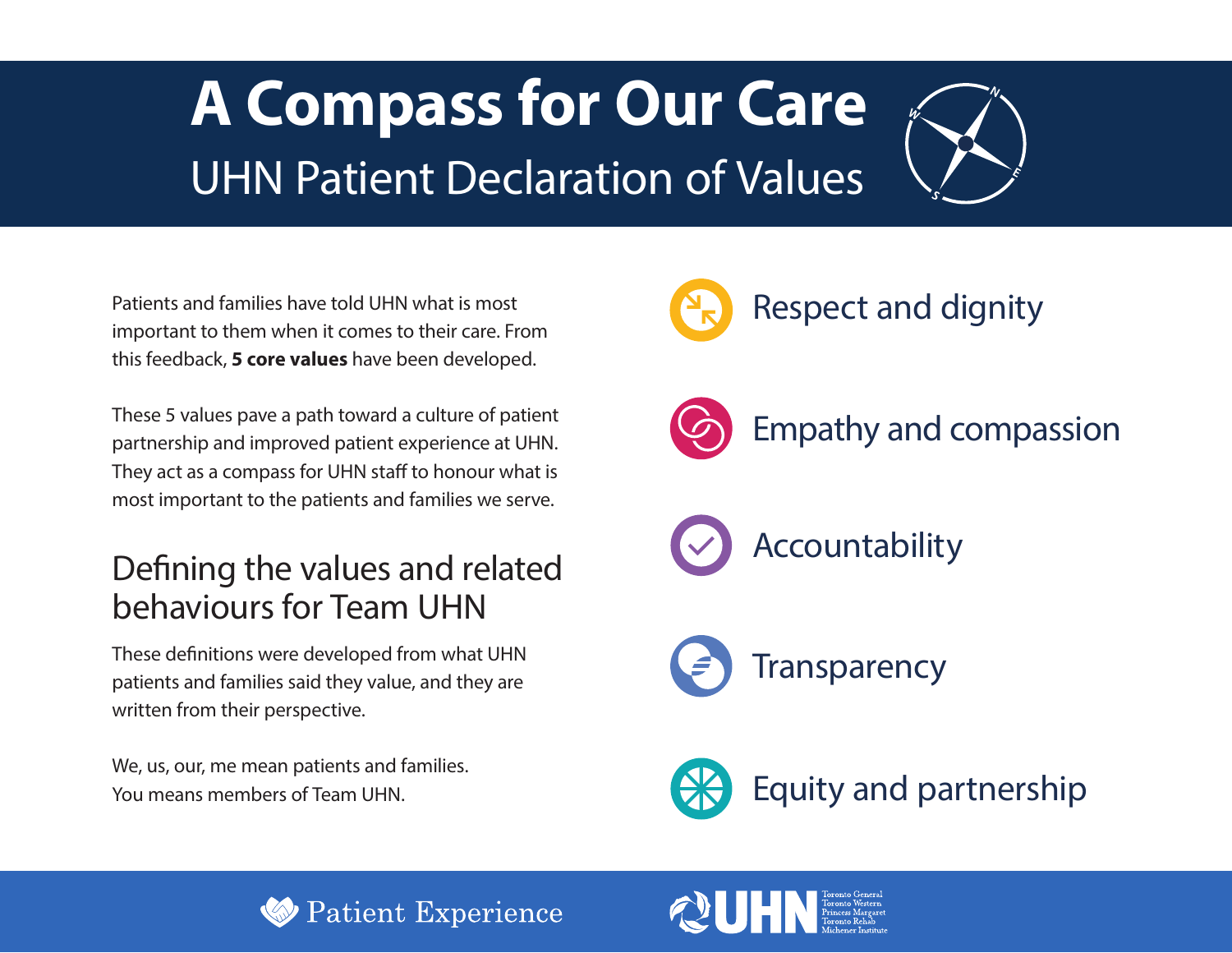# A Compass for Our Care

## UHN Patient Declaration of Values

Patients and families have told UHN what is most important to them when it comes to their care. From this feedback, **5 core values** have been developed.

These 5 values pave a path toward a culture of patient partnership and improved patient experience at UHN. They act as a compass for UHN staff to honour what is most important to the patients and families we serve.

## Defining the values and related behaviours for Team UHN

These definitions were developed from what UHN patients and families said they value, and they are written from their perspective.

We, us, our, me mean patients and families.
You means members of Team UHN.

- Respect and dignity
- Empathy and compassion
- Accountability
- Transparency
- Equity and partnership

Patient Experience

UHN
Toronto General
Toronto Western
Princess Margaret
Toronto Rehab
Michener Institute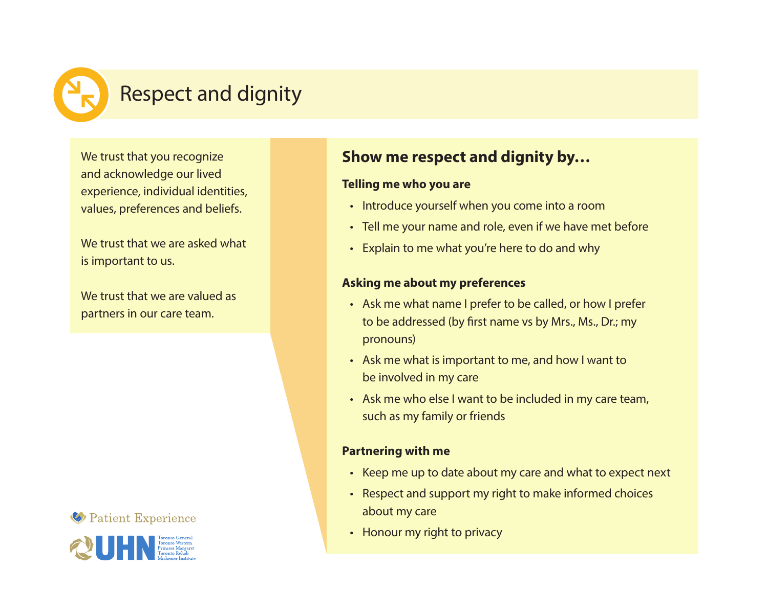# Respect and dignity

We trust that you recognize and acknowledge our lived experience, individual identities, values, preferences and beliefs.

We trust that we are asked what is important to us.

We trust that we are valued as partners in our care team.

## Show me respect and dignity by…

### Telling me who you are

- Introduce yourself when you come into a room
- Tell me your name and role, even if we have met before
- Explain to me what you're here to do and why

### Asking me about my preferences

- Ask me what name I prefer to be called, or how I prefer to be addressed (by first name vs by Mrs., Ms., Dr.; my pronouns)
- Ask me what is important to me, and how I want to be involved in my care
- Ask me who else I want to be included in my care team, such as my family or friends

### Partnering with me

- Keep me up to date about my care and what to expect next
- Respect and support my right to make informed choices about my care
- Honour my right to privacy

Patient Experience

UHN Toronto General Toronto Western Princess Margaret Toronto Rehab Michener Institute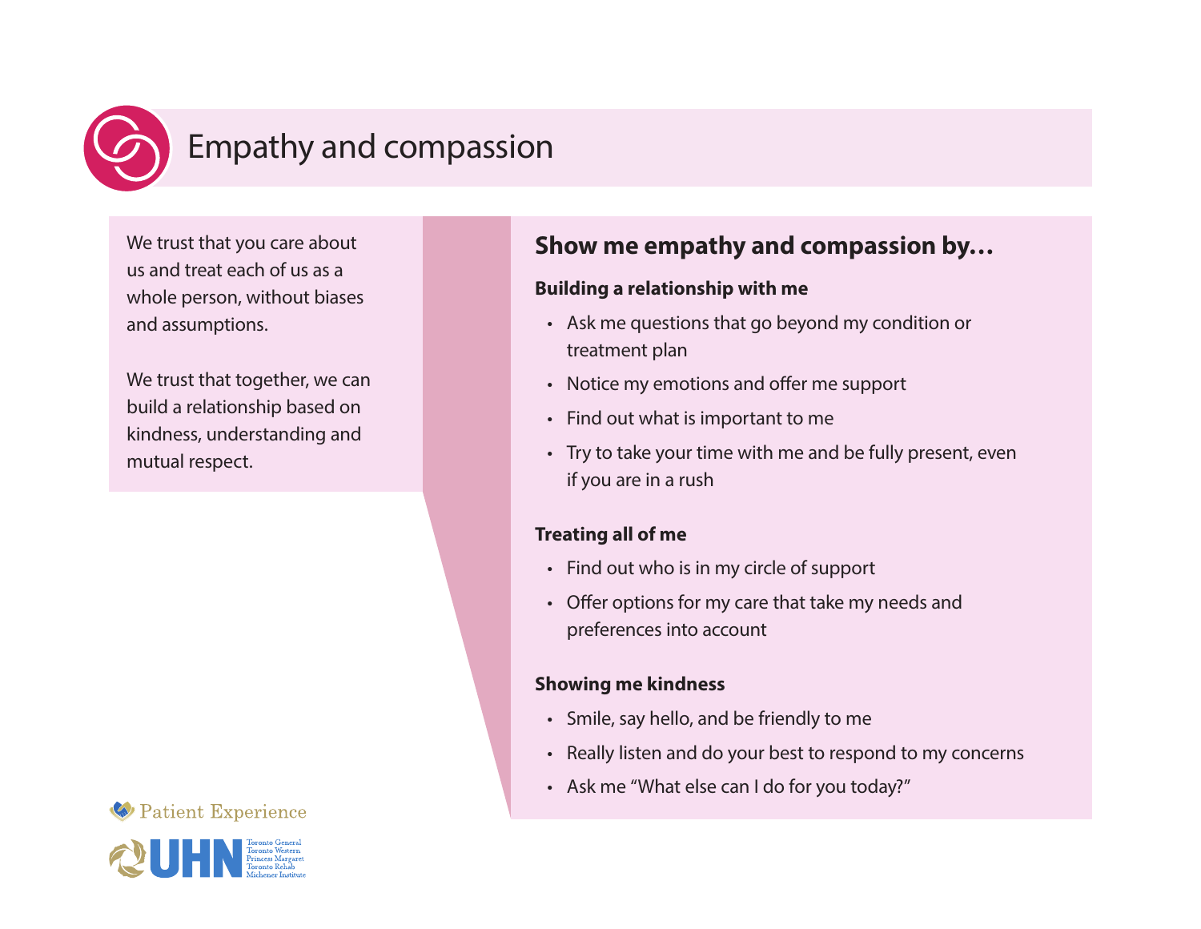# Empathy and compassion

We trust that you care about us and treat each of us as a whole person, without biases and assumptions.

We trust that together, we can build a relationship based on kindness, understanding and mutual respect.

## Show me empathy and compassion by…

**Building a relationship with me**

- Ask me questions that go beyond my condition or treatment plan
- Notice my emotions and offer me support
- Find out what is important to me
- Try to take your time with me and be fully present, even if you are in a rush

**Treating all of me**

- Find out who is in my circle of support
- Offer options for my care that take my needs and preferences into account

**Showing me kindness**

- Smile, say hello, and be friendly to me
- Really listen and do your best to respond to my concerns
- Ask me "What else can I do for you today?"

Patient Experience

UHN Toronto General Toronto Western Princess Margaret Toronto Rehab Michener Institute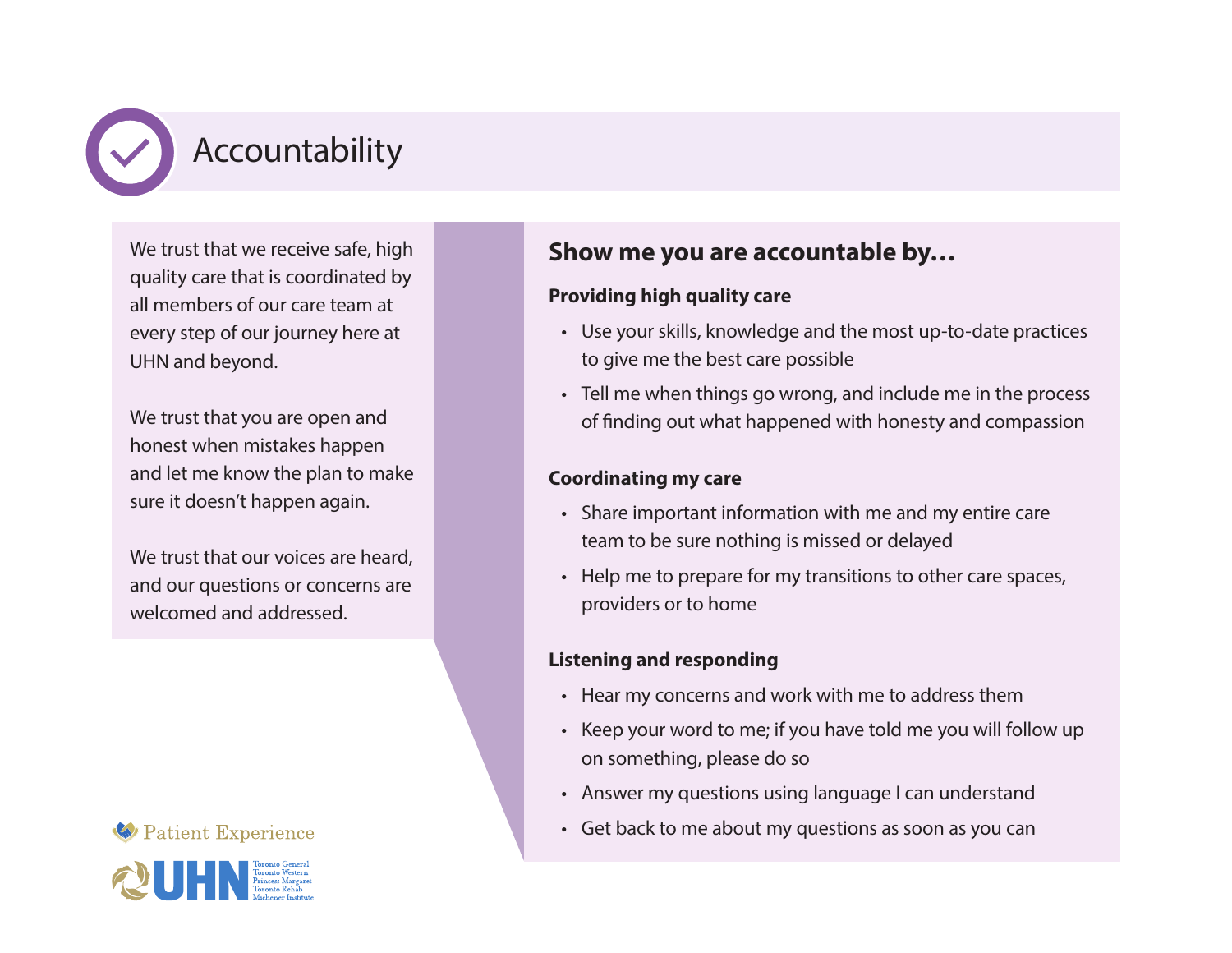# Accountability

We trust that we receive safe, high quality care that is coordinated by all members of our care team at every step of our journey here at UHN and beyond.

We trust that you are open and honest when mistakes happen and let me know the plan to make sure it doesn't happen again.

We trust that our voices are heard, and our questions or concerns are welcomed and addressed.

## Show me you are accountable by…

**Providing high quality care**

- Use your skills, knowledge and the most up-to-date practices to give me the best care possible
- Tell me when things go wrong, and include me in the process of finding out what happened with honesty and compassion

**Coordinating my care**

- Share important information with me and my entire care team to be sure nothing is missed or delayed
- Help me to prepare for my transitions to other care spaces, providers or to home

**Listening and responding**

- Hear my concerns and work with me to address them
- Keep your word to me; if you have told me you will follow up on something, please do so
- Answer my questions using language I can understand
- Get back to me about my questions as soon as you can

Patient Experience

UHN — Toronto General, Toronto Western, Princess Margaret, Toronto Rehab, Michener Institute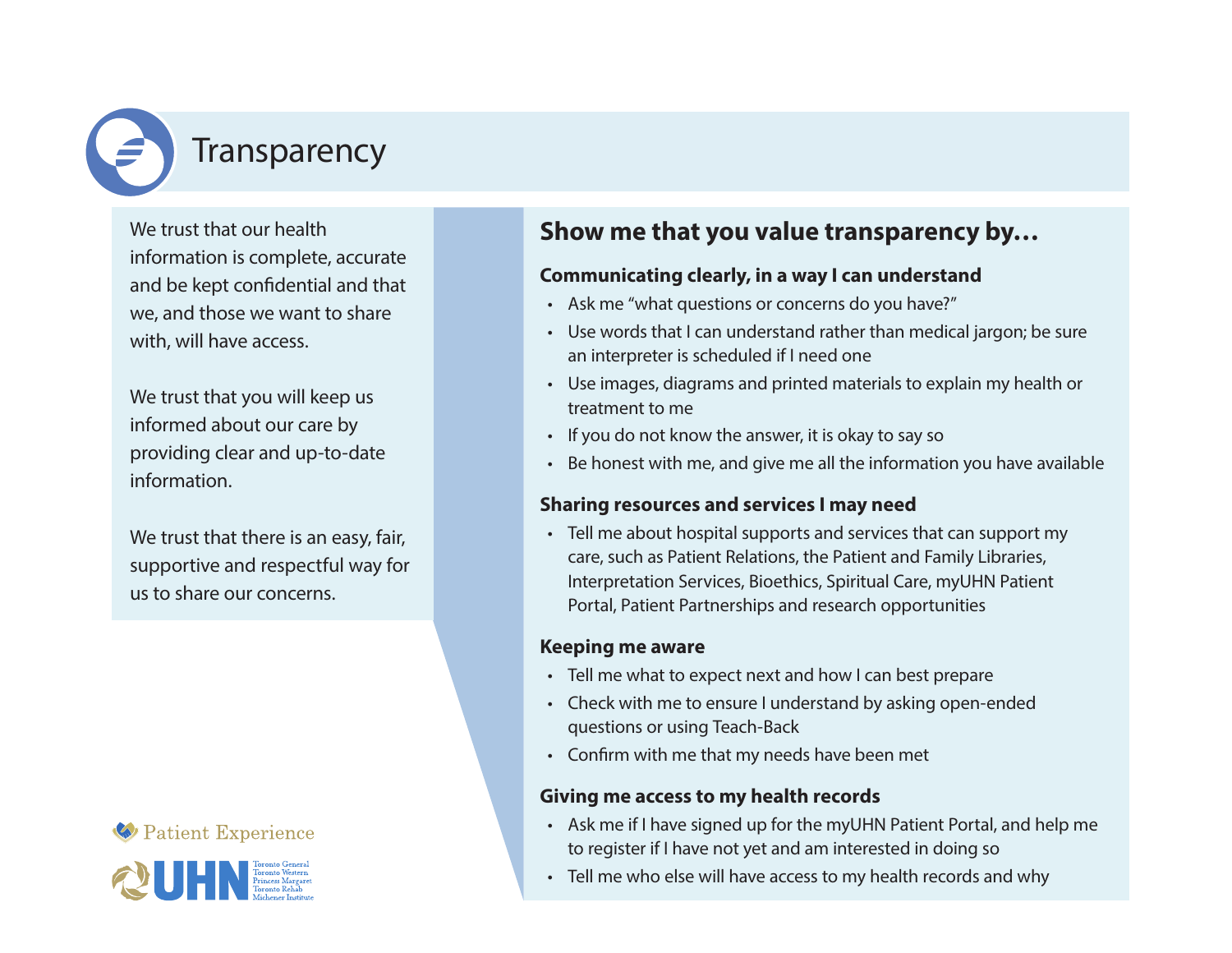# Transparency

We trust that our health information is complete, accurate and be kept confidential and that we, and those we want to share with, will have access.

We trust that you will keep us informed about our care by providing clear and up-to-date information.

We trust that there is an easy, fair, supportive and respectful way for us to share our concerns.

## Show me that you value transparency by…

### Communicating clearly, in a way I can understand

- Ask me "what questions or concerns do you have?"
- Use words that I can understand rather than medical jargon; be sure an interpreter is scheduled if I need one
- Use images, diagrams and printed materials to explain my health or treatment to me
- If you do not know the answer, it is okay to say so
- Be honest with me, and give me all the information you have available

### Sharing resources and services I may need

- Tell me about hospital supports and services that can support my care, such as Patient Relations, the Patient and Family Libraries, Interpretation Services, Bioethics, Spiritual Care, myUHN Patient Portal, Patient Partnerships and research opportunities

### Keeping me aware

- Tell me what to expect next and how I can best prepare
- Check with me to ensure I understand by asking open-ended questions or using Teach-Back
- Confirm with me that my needs have been met

### Giving me access to my health records

- Ask me if I have signed up for the myUHN Patient Portal, and help me to register if I have not yet and am interested in doing so
- Tell me who else will have access to my health records and why

Patient Experience

UHN — Toronto General, Toronto Western, Princess Margaret, Toronto Rehab, Michener Institute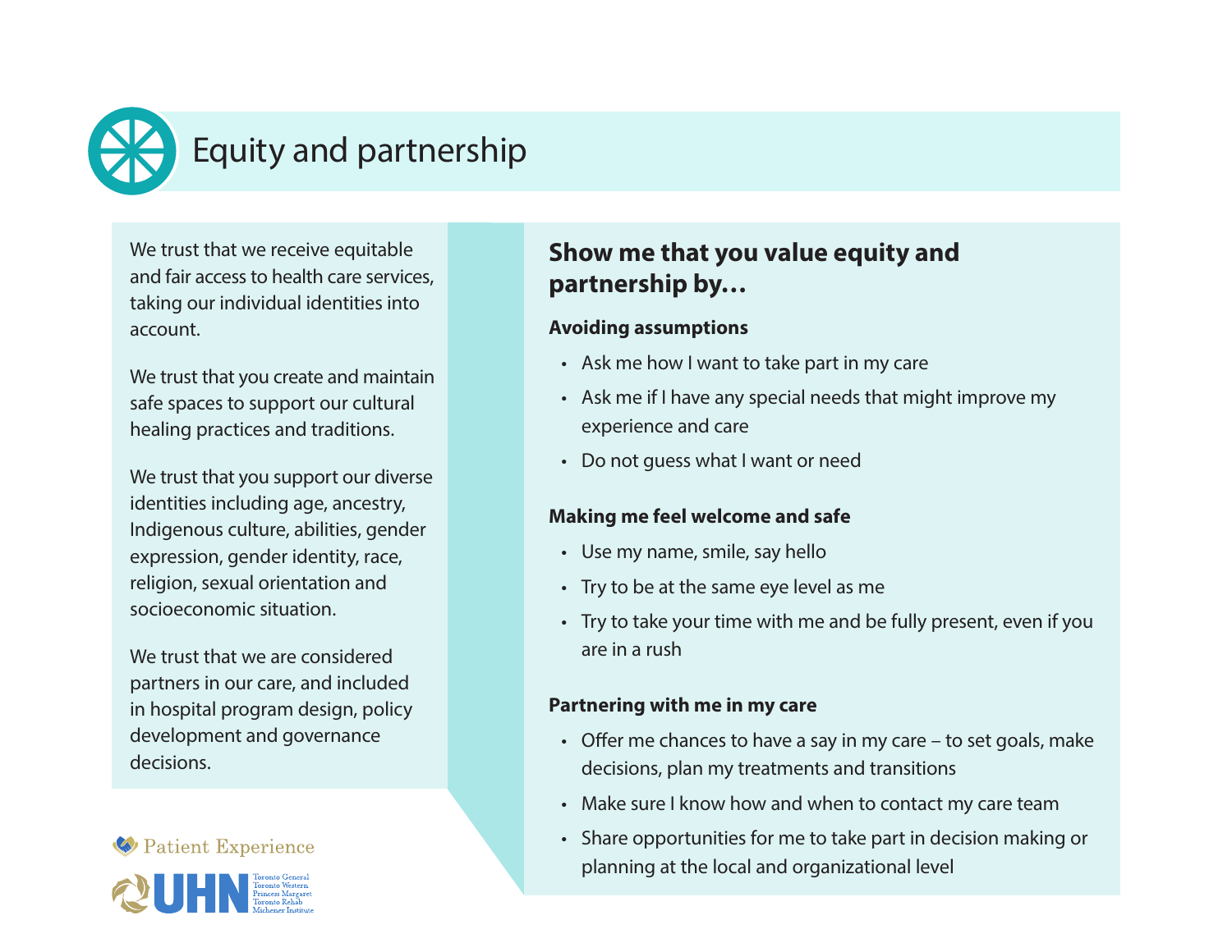# Equity and partnership

We trust that we receive equitable and fair access to health care services, taking our individual identities into account.

We trust that you create and maintain safe spaces to support our cultural healing practices and traditions.

We trust that you support our diverse identities including age, ancestry, Indigenous culture, abilities, gender expression, gender identity, race, religion, sexual orientation and socioeconomic situation.

We trust that we are considered partners in our care, and included in hospital program design, policy development and governance decisions.

## Show me that you value equity and partnership by…

### Avoiding assumptions

- Ask me how I want to take part in my care
- Ask me if I have any special needs that might improve my experience and care
- Do not guess what I want or need

### Making me feel welcome and safe

- Use my name, smile, say hello
- Try to be at the same eye level as me
- Try to take your time with me and be fully present, even if you are in a rush

### Partnering with me in my care

- Offer me chances to have a say in my care – to set goals, make decisions, plan my treatments and transitions
- Make sure I know how and when to contact my care team
- Share opportunities for me to take part in decision making or planning at the local and organizational level

Patient Experience

UHN Toronto General Toronto Western Princess Margaret Toronto Rehab Michener Institute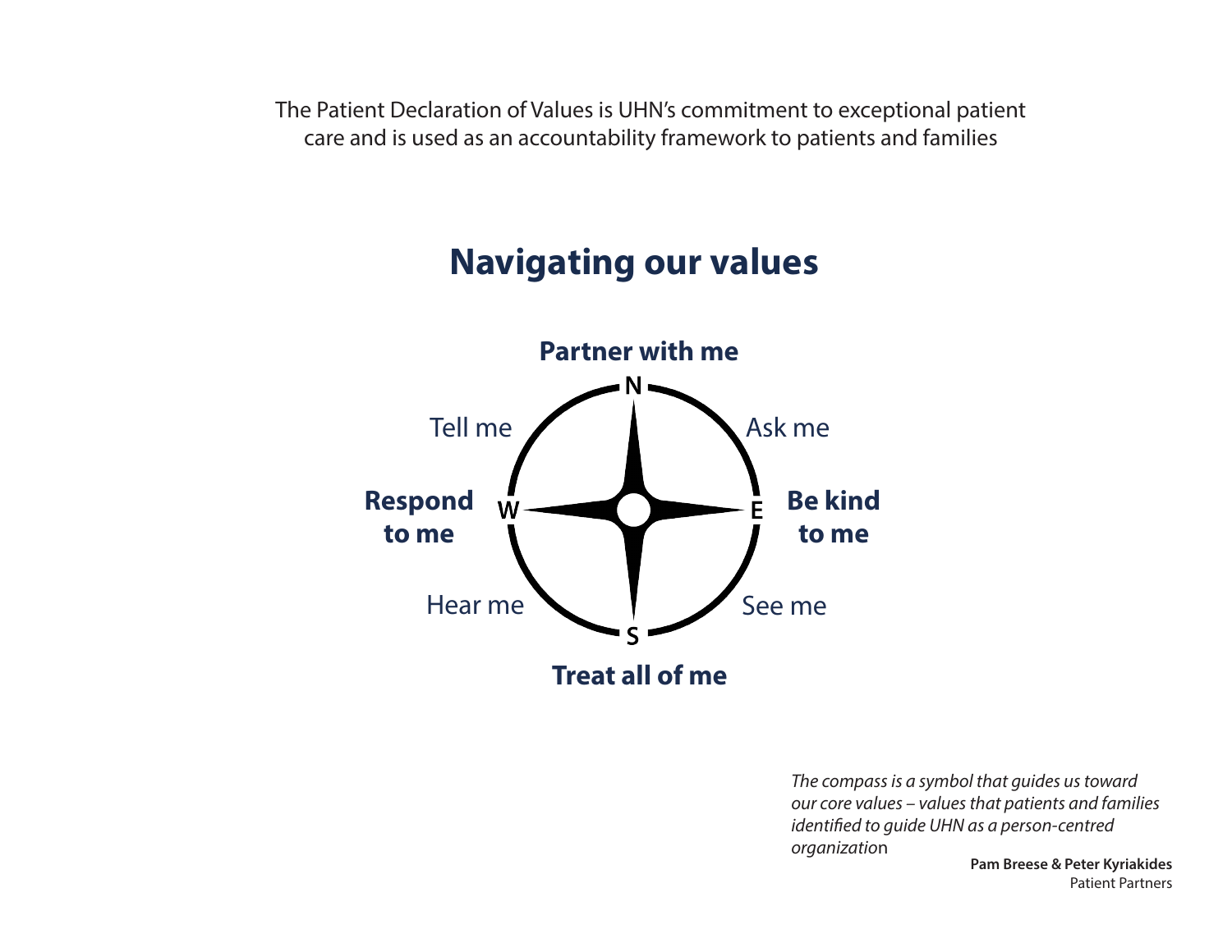The Patient Declaration of Values is UHN's commitment to exceptional patient care and is used as an accountability framework to patients and families

# Navigating our values

**Partner with me**

N

Tell me

Ask me

**Respond to me**

W

E

**Be kind to me**

Hear me

See me

S

**Treat all of me**

*The compass is a symbol that guides us toward our core values – values that patients and families identified to guide UHN as a person-centred organization*

**Pam Breese & Peter Kyriakides**
Patient Partners